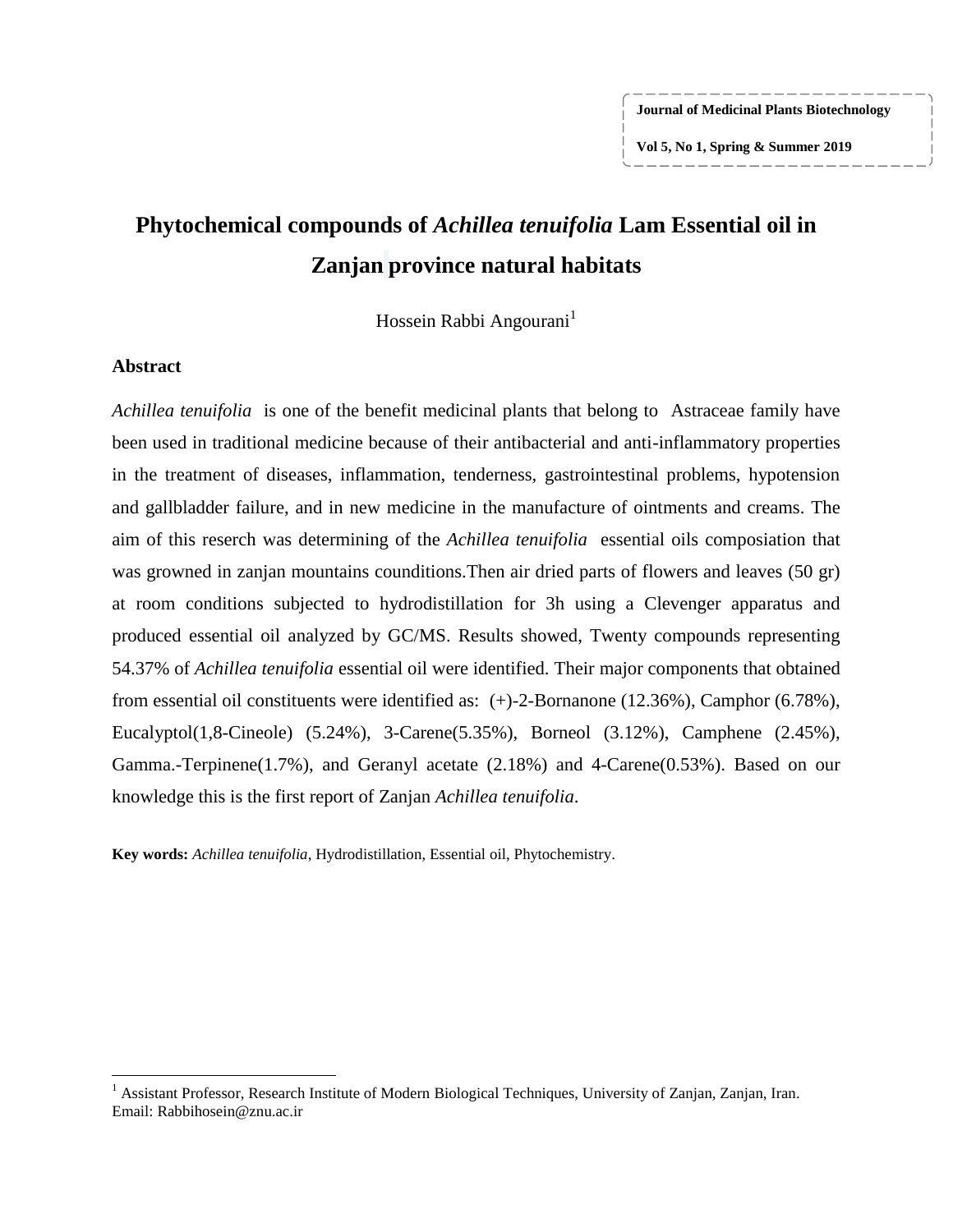# Phytochemical compounds of *Achillea tenuifolia* Lam Essential oil in Zanjan province natural habitats

Hossein Rabbi Angourani[1]

## Abstract

*Achillea tenuifolia* is one of the benefit medicinal plants that belong to Astraceae family have been used in traditional medicine because of their antibacterial and anti-inflammatory properties in the treatment of diseases, inflammation, tenderness, gastrointestinal problems, hypotension and gallbladder failure, and in new medicine in the manufacture of ointments and creams. The aim of this reserch was determining of the *Achillea tenuifolia* essential oils composiation that was growned in zanjan mountains counditions.Then air dried parts of flowers and leaves (50 gr) at room conditions subjected to hydrodistillation for 3h using a Clevenger apparatus and produced essential oil analyzed by GC/MS. Results showed, Twenty compounds representing 54.37% of *Achillea tenuifolia* essential oil were identified. Their major components that obtained from essential oil constituents were identified as: (+)-2-Bornanone (12.36%), Camphor (6.78%), Eucalyptol(1,8-Cineole) (5.24%), 3-Carene(5.35%), Borneol (3.12%), Camphene (2.45%), Gamma.-Terpinene(1.7%), and Geranyl acetate (2.18%) and 4-Carene(0.53%). Based on our knowledge this is the first report of Zanjan *Achillea tenuifolia*.

**Key words:** *Achillea tenuifolia*, Hydrodistillation, Essential oil, Phytochemistry.

---

[1] Assistant Professor, Research Institute of Modern Biological Techniques, University of Zanjan, Zanjan, Iran. Email: Rabbihosein@znu.ac.ir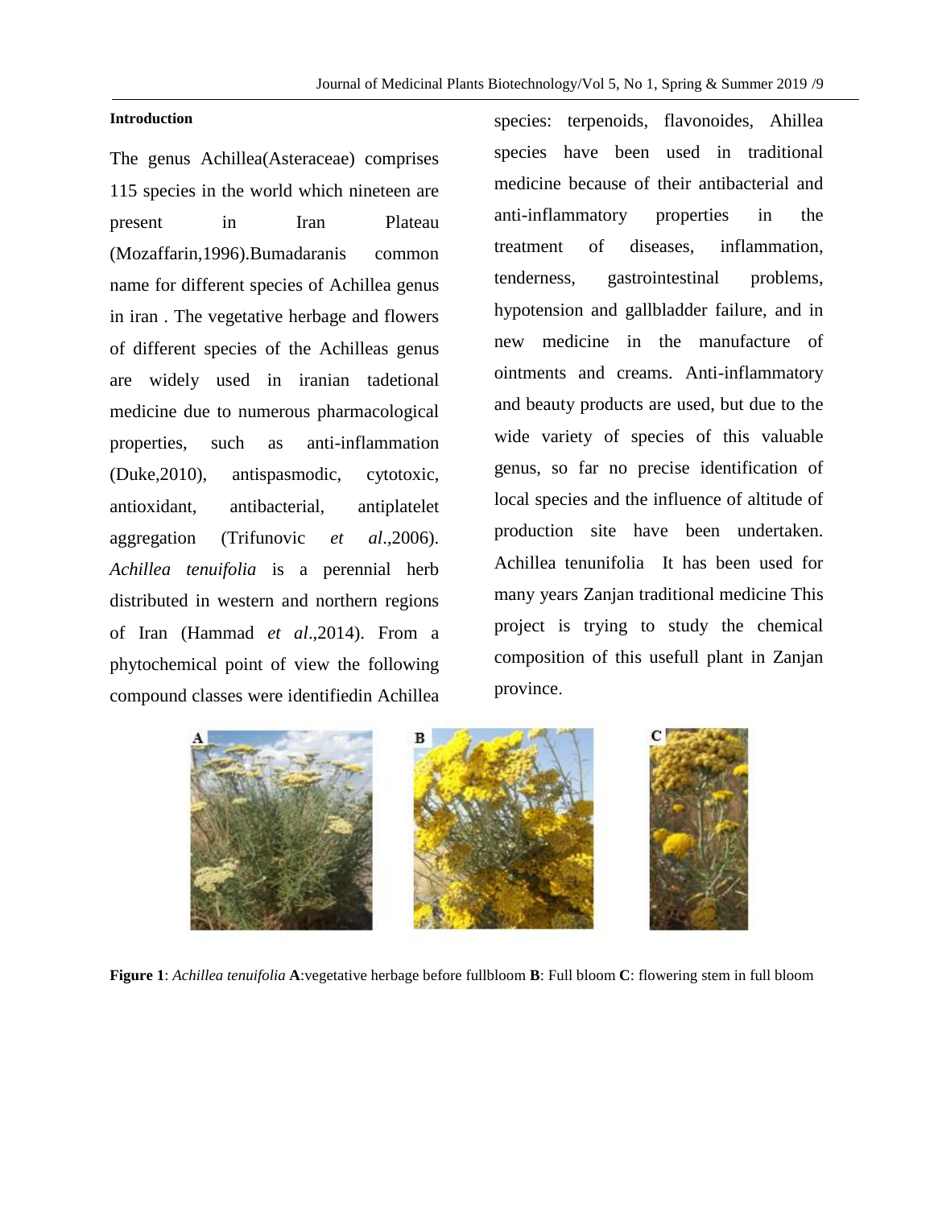### Introduction

The genus Achillea(Asteraceae) comprises 115 species in the world which nineteen are present in Iran Plateau (Mozaffarin,1996).Bumadaranis common name for different species of Achillea genus in iran . The vegetative herbage and flowers of different species of the Achilleas genus are widely used in iranian tadetional medicine due to numerous pharmacological properties, such as anti-inflammation (Duke,2010), antispasmodic, cytotoxic, antioxidant, antibacterial, antiplatelet aggregation (Trifunovic *et al*.,2006). *Achillea tenuifolia* is a perennial herb distributed in western and northern regions of Iran (Hammad *et al*.,2014). From a phytochemical point of view the following compound classes were identifiedin Achillea species: terpenoids, flavonoides, Ahillea species have been used in traditional medicine because of their antibacterial and anti-inflammatory properties in the treatment of diseases, inflammation, tenderness, gastrointestinal problems, hypotension and gallbladder failure, and in new medicine in the manufacture of ointments and creams. Anti-inflammatory and beauty products are used, but due to the wide variety of species of this valuable genus, so far no precise identification of local species and the influence of altitude of production site have been undertaken. Achillea tenunifolia It has been used for many years Zanjan traditional medicine This project is trying to study the chemical composition of this usefull plant in Zanjan province.

**Figure 1**: *Achillea tenuifolia* **A**:vegetative herbage before fullbloom **B**: Full bloom **C**: flowering stem in full bloom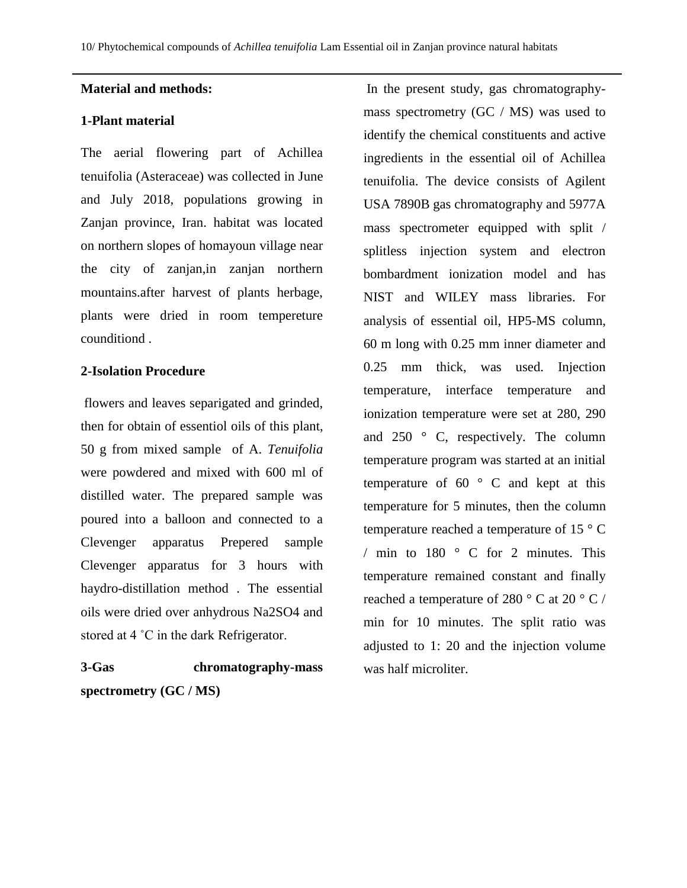## Material and methods:

### 1-Plant material

The aerial flowering part of Achillea tenuifolia (Asteraceae) was collected in June and July 2018, populations growing in Zanjan province, Iran. habitat was located on northern slopes of homayoun village near the city of zanjan,in zanjan northern mountains.after harvest of plants herbage, plants were dried in room tempereture counditiond .

### 2-Isolation Procedure

flowers and leaves separigated and grinded, then for obtain of essentiol oils of this plant, 50 g from mixed sample of A. *Tenuifolia* were powdered and mixed with 600 ml of distilled water. The prepared sample was poured into a balloon and connected to a Clevenger apparatus Prepered sample Clevenger apparatus for 3 hours with haydro-distillation method . The essential oils were dried over anhydrous $Na_2SO_4$ and stored at 4 ˚C in the dark Refrigerator.

### 3-Gas chromatography-mass spectrometry (GC / MS)

In the present study, gas chromatography-mass spectrometry (GC / MS) was used to identify the chemical constituents and active ingredients in the essential oil of Achillea tenuifolia. The device consists of Agilent USA 7890B gas chromatography and 5977A mass spectrometer equipped with split / splitless injection system and electron bombardment ionization model and has NIST and WILEY mass libraries. For analysis of essential oil, HP5-MS column, 60 m long with 0.25 mm inner diameter and 0.25 mm thick, was used. Injection temperature, interface temperature and ionization temperature were set at 280, 290 and 250 ° C, respectively. The column temperature program was started at an initial temperature of 60 ° C and kept at this temperature for 5 minutes, then the column temperature reached a temperature of 15 ° C / min to 180 ° C for 2 minutes. This temperature remained constant and finally reached a temperature of 280 ° C at 20 ° C / min for 10 minutes. The split ratio was adjusted to 1: 20 and the injection volume was half microliter.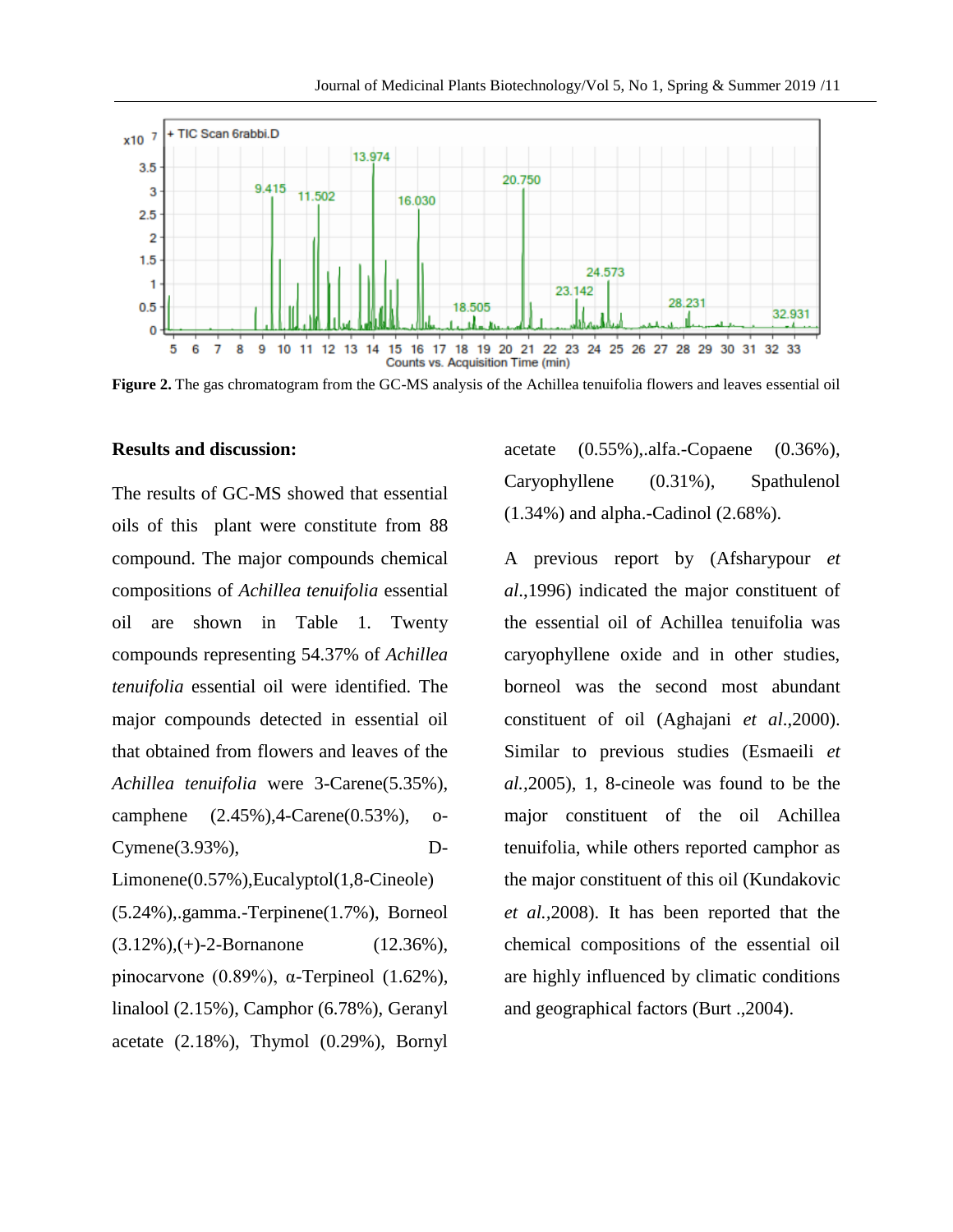**Figure 2.** The gas chromatogram from the GC-MS analysis of the Achillea tenuifolia flowers and leaves essential oil

## Results and discussion:

The results of GC-MS showed that essential oils of this plant were constitute from 88 compound. The major compounds chemical compositions of *Achillea tenuifolia* essential oil are shown in Table 1. Twenty compounds representing 54.37% of *Achillea tenuifolia* essential oil were identified. The major compounds detected in essential oil that obtained from flowers and leaves of the *Achillea tenuifolia* were 3-Carene(5.35%), camphene (2.45%),4-Carene(0.53%), o-Cymene(3.93%), D-Limonene(0.57%),Eucalyptol(1,8-Cineole) (5.24%),.gamma.-Terpinene(1.7%), Borneol (3.12%),(+)-2-Bornanone (12.36%), pinocarvone (0.89%), α-Terpineol (1.62%), linalool (2.15%), Camphor (6.78%), Geranyl acetate (2.18%), Thymol (0.29%), Bornyl acetate (0.55%),.alfa.-Copaene (0.36%), Caryophyllene (0.31%), Spathulenol (1.34%) and alpha.-Cadinol (2.68%).

A previous report by (Afsharypour *et al.*,1996) indicated the major constituent of the essential oil of Achillea tenuifolia was caryophyllene oxide and in other studies, borneol was the second most abundant constituent of oil (Aghajani *et al.*,2000). Similar to previous studies (Esmaeili *et al.*,2005), 1, 8-cineole was found to be the major constituent of the oil Achillea tenuifolia, while others reported camphor as the major constituent of this oil (Kundakovic *et al.*,2008). It has been reported that the chemical compositions of the essential oil are highly influenced by climatic conditions and geographical factors (Burt .,2004).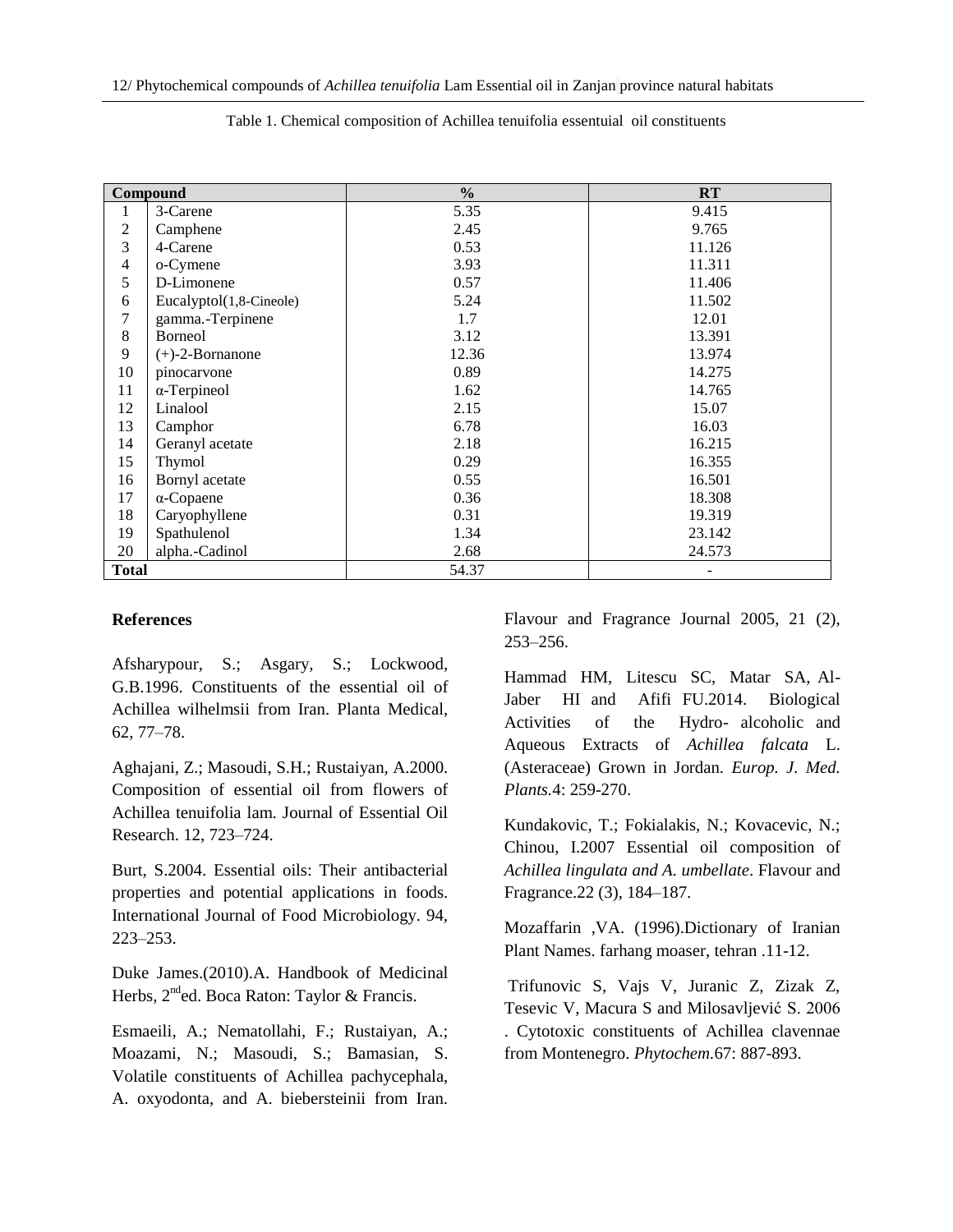Table 1. Chemical composition of Achillea tenuifolia essentuial oil constituents

| Compound | | % | RT |
|---|---|---|---|
| 1 | 3-Carene | 5.35 | 9.415 |
| 2 | Camphene | 2.45 | 9.765 |
| 3 | 4-Carene | 0.53 | 11.126 |
| 4 | o-Cymene | 3.93 | 11.311 |
| 5 | D-Limonene | 0.57 | 11.406 |
| 6 | Eucalyptol(1,8-Cineole) | 5.24 | 11.502 |
| 7 | gamma.-Terpinene | 1.7 | 12.01 |
| 8 | Borneol | 3.12 | 13.391 |
| 9 | (+)-2-Bornanone | 12.36 | 13.974 |
| 10 | pinocarvone | 0.89 | 14.275 |
| 11 | α-Terpineol | 1.62 | 14.765 |
| 12 | Linalool | 2.15 | 15.07 |
| 13 | Camphor | 6.78 | 16.03 |
| 14 | Geranyl acetate | 2.18 | 16.215 |
| 15 | Thymol | 0.29 | 16.355 |
| 16 | Bornyl acetate | 0.55 | 16.501 |
| 17 | α-Copaene | 0.36 | 18.308 |
| 18 | Caryophyllene | 0.31 | 19.319 |
| 19 | Spathulenol | 1.34 | 23.142 |
| 20 | alpha.-Cadinol | 2.68 | 24.573 |
| **Total** | | 54.37 | - |

## References

Afsharypour, S.; Asgary, S.; Lockwood, G.B.1996. Constituents of the essential oil of Achillea wilhelmsii from Iran. Planta Medical, 62, 77–78.

Aghajani, Z.; Masoudi, S.H.; Rustaiyan, A.2000. Composition of essential oil from flowers of Achillea tenuifolia lam. Journal of Essential Oil Research. 12, 723–724.

Burt, S.2004. Essential oils: Their antibacterial properties and potential applications in foods. International Journal of Food Microbiology. 94, 223–253.

Duke James.(2010).A. Handbook of Medicinal Herbs, 2nded. Boca Raton: Taylor & Francis.

Esmaeili, A.; Nematollahi, F.; Rustaiyan, A.; Moazami, N.; Masoudi, S.; Bamasian, S. Volatile constituents of Achillea pachycephala, A. oxyodonta, and A. biebersteinii from Iran. Flavour and Fragrance Journal 2005, 21 (2), 253–256.

Hammad HM, Litescu SC, Matar SA, Al-Jaber HI and Afifi FU.2014. Biological Activities of the Hydro- alcoholic and Aqueous Extracts of *Achillea falcata* L. (Asteraceae) Grown in Jordan. *Europ. J. Med. Plants.*4: 259-270.

Kundakovic, T.; Fokialakis, N.; Kovacevic, N.; Chinou, I.2007 Essential oil composition of *Achillea lingulata and A. umbellate*. Flavour and Fragrance.22 (3), 184–187.

Mozaffarin ,VA. (1996).Dictionary of Iranian Plant Names. farhang moaser, tehran .11-12.

Trifunovic S, Vajs V, Juranic Z, Zizak Z, Tesevic V, Macura S and Milosavljević S. 2006 . Cytotoxic constituents of Achillea clavennae from Montenegro. *Phytochem.*67: 887-893.